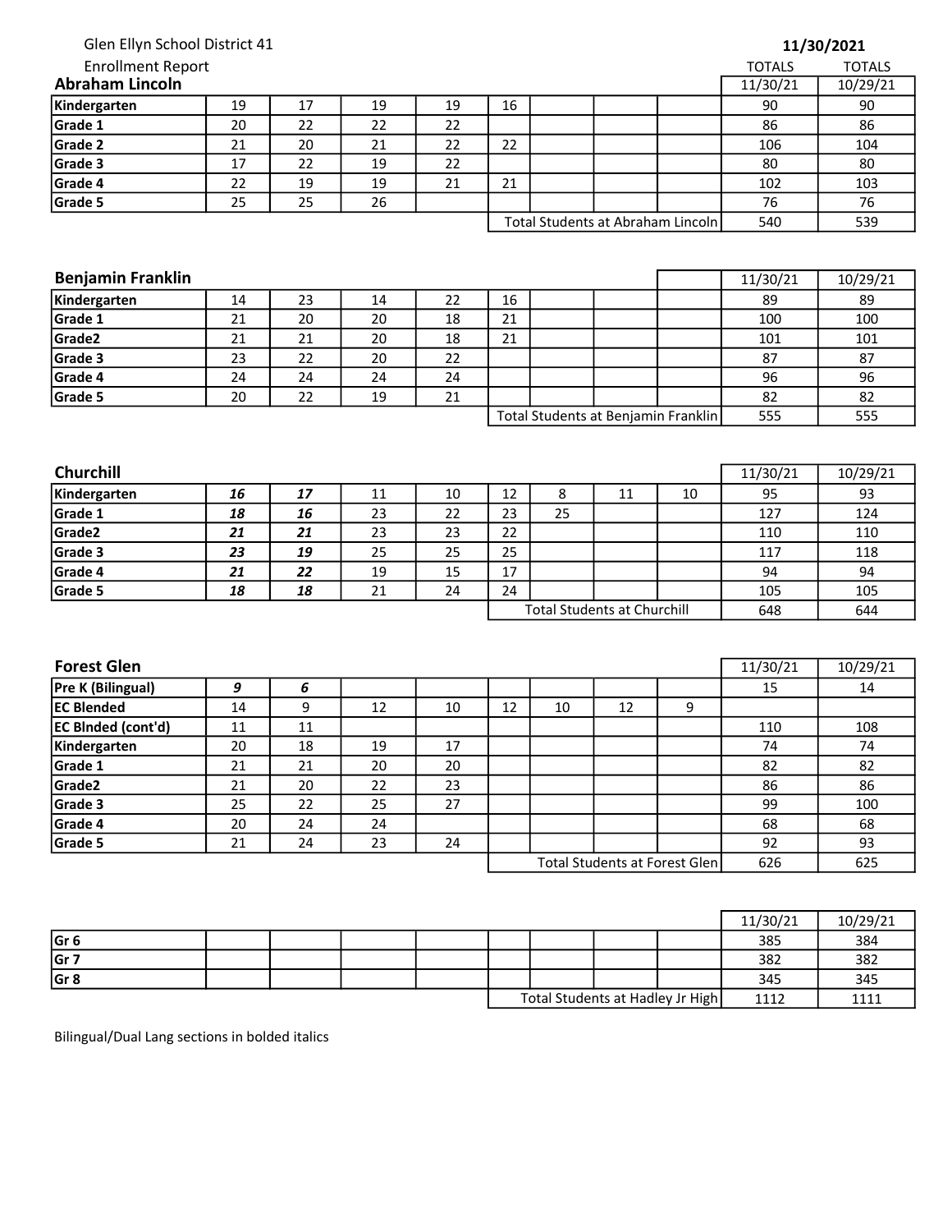Glen Ellyn School District 41

Enrollment Report

**11/30/2021**

## Abraham Lincoln

| | | | | | | | | | TOTALS 11/30/21 | TOTALS 10/29/21 |
|---|---|---|---|---|---|---|---|---|---|---|
| **Kindergarten** | 19 | 17 | 19 | 19 | 16 | | | | 90 | 90 |
| **Grade 1** | 20 | 22 | 22 | 22 | | | | | 86 | 86 |
| **Grade 2** | 21 | 20 | 21 | 22 | 22 | | | | 106 | 104 |
| **Grade 3** | 17 | 22 | 19 | 22 | | | | | 80 | 80 |
| **Grade 4** | 22 | 19 | 19 | 21 | 21 | | | | 102 | 103 |
| **Grade 5** | 25 | 25 | 26 | | | | | | 76 | 76 |
| | | | | | Total Students at Abraham Lincoln | | | | 540 | 539 |

## Benjamin Franklin

| | | | | | | | | | 11/30/21 | 10/29/21 |
|---|---|---|---|---|---|---|---|---|---|---|
| **Kindergarten** | 14 | 23 | 14 | 22 | 16 | | | | 89 | 89 |
| **Grade 1** | 21 | 20 | 20 | 18 | 21 | | | | 100 | 100 |
| **Grade2** | 21 | 21 | 20 | 18 | 21 | | | | 101 | 101 |
| **Grade 3** | 23 | 22 | 20 | 22 | | | | | 87 | 87 |
| **Grade 4** | 24 | 24 | 24 | 24 | | | | | 96 | 96 |
| **Grade 5** | 20 | 22 | 19 | 21 | | | | | 82 | 82 |
| | | | | | Total Students at Benjamin Franklin | | | | 555 | 555 |

## Churchill

| | | | | | | | | | 11/30/21 | 10/29/21 |
|---|---|---|---|---|---|---|---|---|---|---|
| **Kindergarten** | ***16*** | ***17*** | 11 | 10 | 12 | 8 | 11 | 10 | 95 | 93 |
| **Grade 1** | ***18*** | ***16*** | 23 | 22 | 23 | 25 | | | 127 | 124 |
| **Grade2** | ***21*** | ***21*** | 23 | 23 | 22 | | | | 110 | 110 |
| **Grade 3** | ***23*** | ***19*** | 25 | 25 | 25 | | | | 117 | 118 |
| **Grade 4** | ***21*** | ***22*** | 19 | 15 | 17 | | | | 94 | 94 |
| **Grade 5** | ***18*** | ***18*** | 21 | 24 | 24 | | | | 105 | 105 |
| | | | | | Total Students at Churchill | | | | 648 | 644 |

## Forest Glen

| | | | | | | | | | 11/30/21 | 10/29/21 |
|---|---|---|---|---|---|---|---|---|---|---|
| **Pre K (Bilingual)** | ***9*** | ***6*** | | | | | | | 15 | 14 |
| **EC Blended** | 14 | 9 | 12 | 10 | 12 | 10 | 12 | 9 | | |
| **EC Blnded (cont'd)** | 11 | 11 | | | | | | | 110 | 108 |
| **Kindergarten** | 20 | 18 | 19 | 17 | | | | | 74 | 74 |
| **Grade 1** | 21 | 21 | 20 | 20 | | | | | 82 | 82 |
| **Grade2** | 21 | 20 | 22 | 23 | | | | | 86 | 86 |
| **Grade 3** | 25 | 22 | 25 | 27 | | | | | 99 | 100 |
| **Grade 4** | 20 | 24 | 24 | | | | | | 68 | 68 |
| **Grade 5** | 21 | 24 | 23 | 24 | | | | | 92 | 93 |
| | | | | | Total Students at Forest Glen | | | | 626 | 625 |

| | | | | | | | | | 11/30/21 | 10/29/21 |
|---|---|---|---|---|---|---|---|---|---|---|
| **Gr 6** | | | | | | | | | 385 | 384 |
| **Gr 7** | | | | | | | | | 382 | 382 |
| **Gr 8** | | | | | | | | | 345 | 345 |
| | | | | | Total Students at Hadley Jr High | | | | 1112 | 1111 |

Bilingual/Dual Lang sections in bolded italics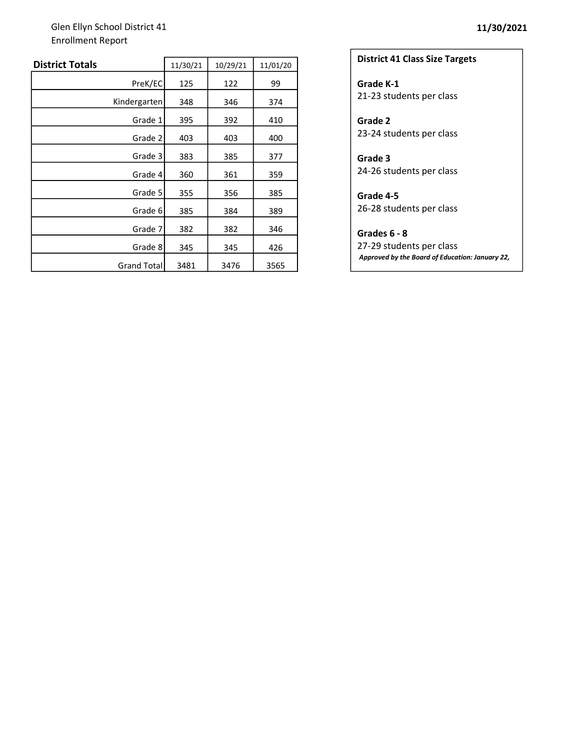Glen Ellyn School District 41
Enrollment Report

**11/30/2021**

| District Totals | 11/30/21 | 10/29/21 | 11/01/20 |
|---|---|---|---|
| PreK/EC | 125 | 122 | 99 |
| Kindergarten | 348 | 346 | 374 |
| Grade 1 | 395 | 392 | 410 |
| Grade 2 | 403 | 403 | 400 |
| Grade 3 | 383 | 385 | 377 |
| Grade 4 | 360 | 361 | 359 |
| Grade 5 | 355 | 356 | 385 |
| Grade 6 | 385 | 384 | 389 |
| Grade 7 | 382 | 382 | 346 |
| Grade 8 | 345 | 345 | 426 |
| Grand Total | 3481 | 3476 | 3565 |

**District 41 Class Size Targets**

**Grade K-1**
21-23 students per class

**Grade 2**
23-24 students per class

**Grade 3**
24-26 students per class

**Grade 4-5**
26-28 students per class

**Grades 6 - 8**
27-29 students per class

***Approved by the Board of Education: January 22,***